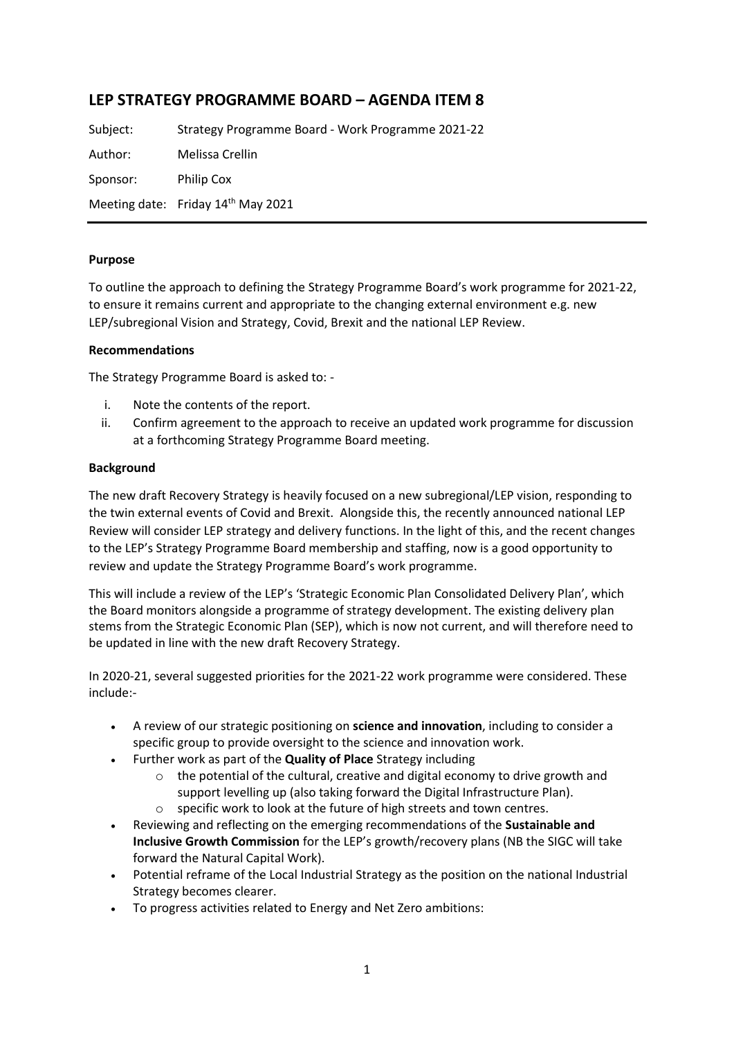## LEP STRATEGY PROGRAMME BOARD – AGENDA ITEM 8

Subject: Strategy Programme Board - Work Programme 2021-22

Author: Melissa Crellin

Sponsor: Philip Cox

Meeting date: Friday 14th May 2021

**Purpose**

To outline the approach to defining the Strategy Programme Board's work programme for 2021-22, to ensure it remains current and appropriate to the changing external environment e.g. new LEP/subregional Vision and Strategy, Covid, Brexit and the national LEP Review.

**Recommendations**

The Strategy Programme Board is asked to: -

i. Note the contents of the report.
ii. Confirm agreement to the approach to receive an updated work programme for discussion at a forthcoming Strategy Programme Board meeting.

**Background**

The new draft Recovery Strategy is heavily focused on a new subregional/LEP vision, responding to the twin external events of Covid and Brexit. Alongside this, the recently announced national LEP Review will consider LEP strategy and delivery functions. In the light of this, and the recent changes to the LEP's Strategy Programme Board membership and staffing, now is a good opportunity to review and update the Strategy Programme Board's work programme.

This will include a review of the LEP's 'Strategic Economic Plan Consolidated Delivery Plan', which the Board monitors alongside a programme of strategy development. The existing delivery plan stems from the Strategic Economic Plan (SEP), which is now not current, and will therefore need to be updated in line with the new draft Recovery Strategy.

In 2020-21, several suggested priorities for the 2021-22 work programme were considered. These include:-

- A review of our strategic positioning on **science and innovation**, including to consider a specific group to provide oversight to the science and innovation work.
- Further work as part of the **Quality of Place** Strategy including
  - the potential of the cultural, creative and digital economy to drive growth and support levelling up (also taking forward the Digital Infrastructure Plan).
  - specific work to look at the future of high streets and town centres.
- Reviewing and reflecting on the emerging recommendations of the **Sustainable and Inclusive Growth Commission** for the LEP's growth/recovery plans (NB the SIGC will take forward the Natural Capital Work).
- Potential reframe of the Local Industrial Strategy as the position on the national Industrial Strategy becomes clearer.
- To progress activities related to Energy and Net Zero ambitions: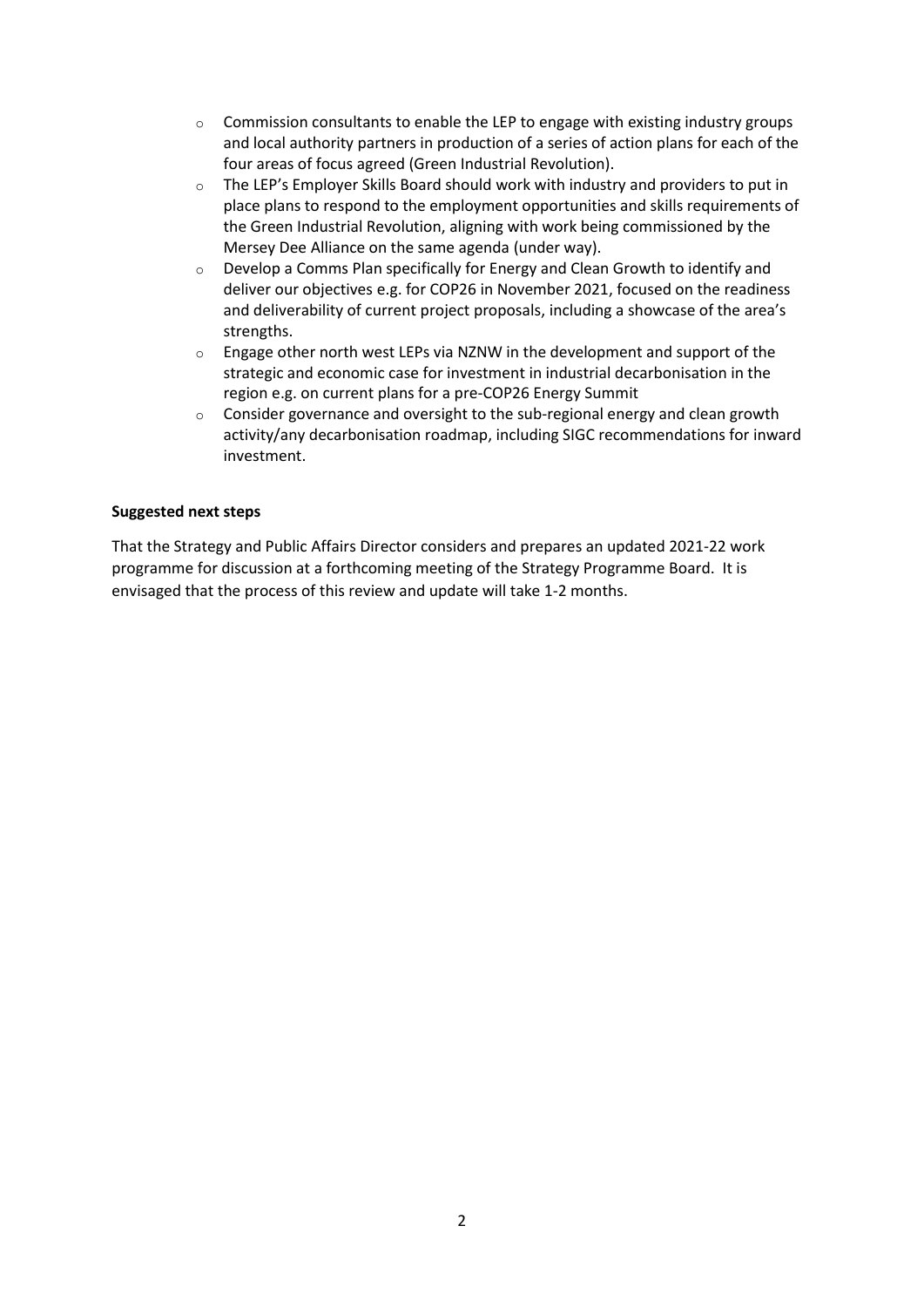- Commission consultants to enable the LEP to engage with existing industry groups and local authority partners in production of a series of action plans for each of the four areas of focus agreed (Green Industrial Revolution).
- The LEP's Employer Skills Board should work with industry and providers to put in place plans to respond to the employment opportunities and skills requirements of the Green Industrial Revolution, aligning with work being commissioned by the Mersey Dee Alliance on the same agenda (under way).
- Develop a Comms Plan specifically for Energy and Clean Growth to identify and deliver our objectives e.g. for COP26 in November 2021, focused on the readiness and deliverability of current project proposals, including a showcase of the area's strengths.
- Engage other north west LEPs via NZNW in the development and support of the strategic and economic case for investment in industrial decarbonisation in the region e.g. on current plans for a pre-COP26 Energy Summit
- Consider governance and oversight to the sub-regional energy and clean growth activity/any decarbonisation roadmap, including SIGC recommendations for inward investment.

**Suggested next steps**

That the Strategy and Public Affairs Director considers and prepares an updated 2021-22 work programme for discussion at a forthcoming meeting of the Strategy Programme Board. It is envisaged that the process of this review and update will take 1-2 months.